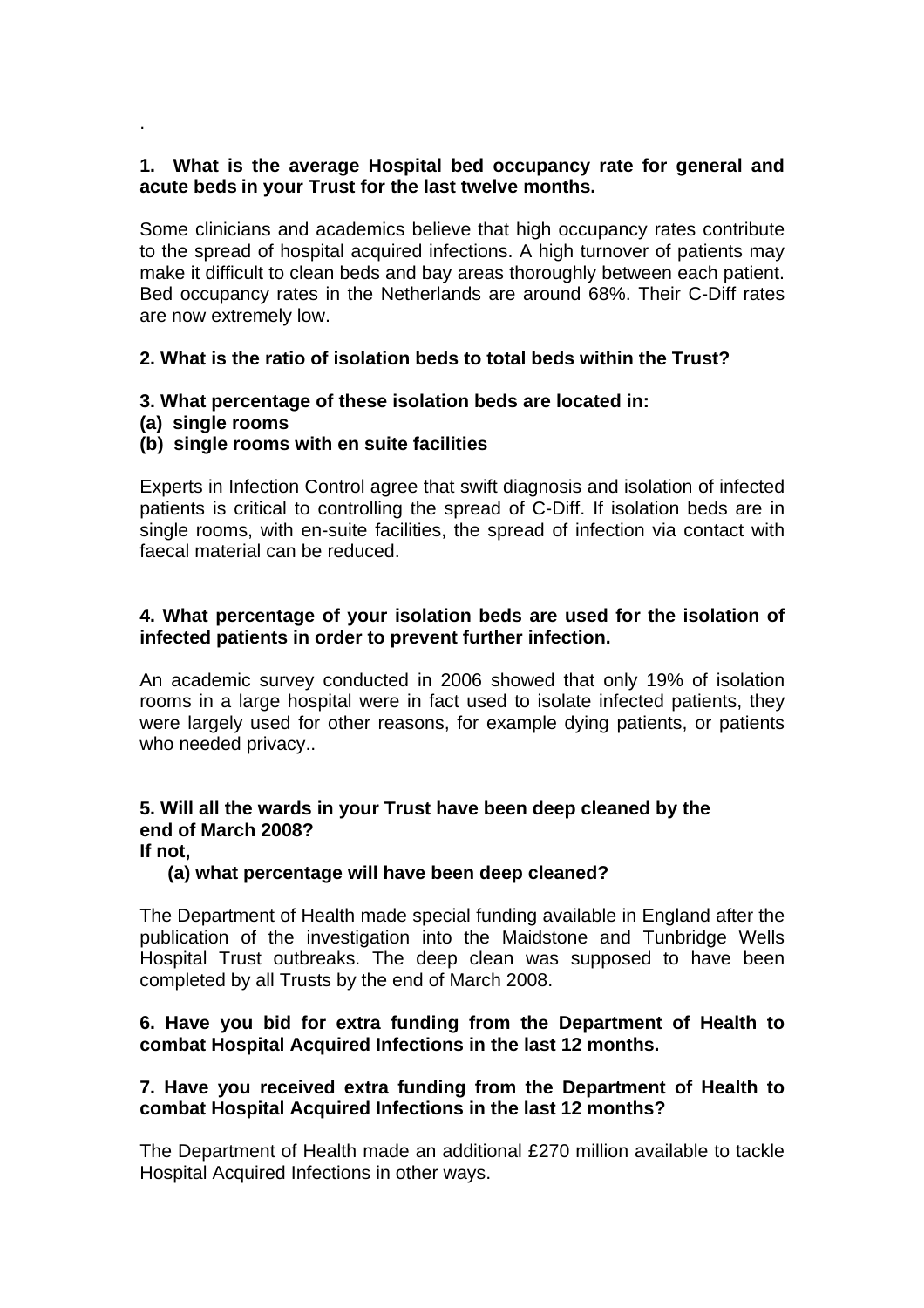.

**1. What is the average Hospital bed occupancy rate for general and acute beds in your Trust for the last twelve months.**

Some clinicians and academics believe that high occupancy rates contribute to the spread of hospital acquired infections. A high turnover of patients may make it difficult to clean beds and bay areas thoroughly between each patient. Bed occupancy rates in the Netherlands are around 68%. Their C-Diff rates are now extremely low.

**2. What is the ratio of isolation beds to total beds within the Trust?**

**3. What percentage of these isolation beds are located in:**
**(a) single rooms**
**(b) single rooms with en suite facilities**

Experts in Infection Control agree that swift diagnosis and isolation of infected patients is critical to controlling the spread of C-Diff. If isolation beds are in single rooms, with en-suite facilities, the spread of infection via contact with faecal material can be reduced.

**4. What percentage of your isolation beds are used for the isolation of infected patients in order to prevent further infection.**

An academic survey conducted in 2006 showed that only 19% of isolation rooms in a large hospital were in fact used to isolate infected patients, they were largely used for other reasons, for example dying patients, or patients who needed privacy..

**5. Will all the wards in your Trust have been deep cleaned by the end of March 2008?**
**If not,**
**(a) what percentage will have been deep cleaned?**

The Department of Health made special funding available in England after the publication of the investigation into the Maidstone and Tunbridge Wells Hospital Trust outbreaks. The deep clean was supposed to have been completed by all Trusts by the end of March 2008.

**6. Have you bid for extra funding from the Department of Health to combat Hospital Acquired Infections in the last 12 months.**

**7. Have you received extra funding from the Department of Health to combat Hospital Acquired Infections in the last 12 months?**

The Department of Health made an additional £270 million available to tackle Hospital Acquired Infections in other ways.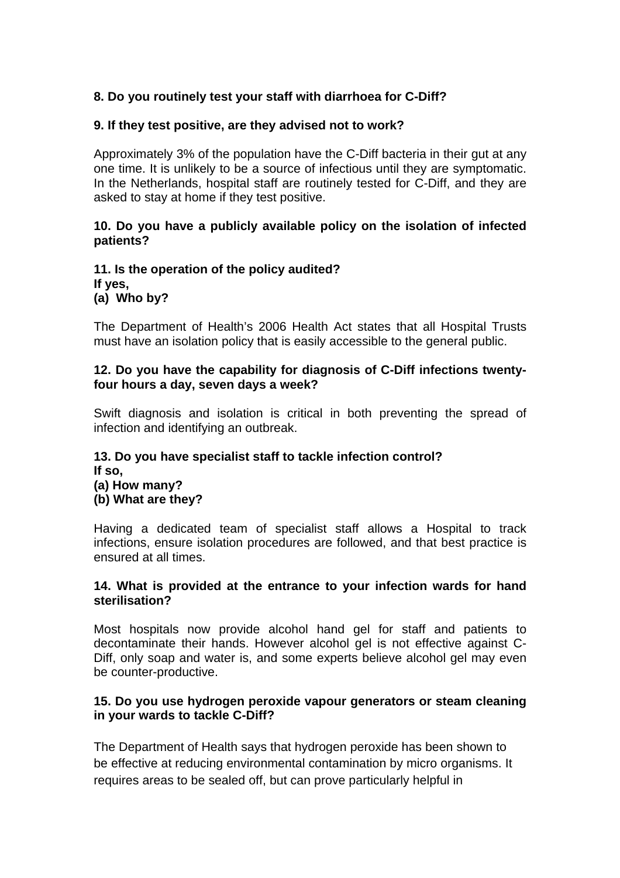**8. Do you routinely test your staff with diarrhoea for C-Diff?**

**9. If they test positive, are they advised not to work?**

Approximately 3% of the population have the C-Diff bacteria in their gut at any one time. It is unlikely to be a source of infectious until they are symptomatic. In the Netherlands, hospital staff are routinely tested for C-Diff, and they are asked to stay at home if they test positive.

**10. Do you have a publicly available policy on the isolation of infected patients?**

**11. Is the operation of the policy audited?**
**If yes,**
**(a) Who by?**

The Department of Health's 2006 Health Act states that all Hospital Trusts must have an isolation policy that is easily accessible to the general public.

**12. Do you have the capability for diagnosis of C-Diff infections twenty-four hours a day, seven days a week?**

Swift diagnosis and isolation is critical in both preventing the spread of infection and identifying an outbreak.

**13. Do you have specialist staff to tackle infection control?**
**If so,**
**(a) How many?**
**(b) What are they?**

Having a dedicated team of specialist staff allows a Hospital to track infections, ensure isolation procedures are followed, and that best practice is ensured at all times.

**14. What is provided at the entrance to your infection wards for hand sterilisation?**

Most hospitals now provide alcohol hand gel for staff and patients to decontaminate their hands. However alcohol gel is not effective against C-Diff, only soap and water is, and some experts believe alcohol gel may even be counter-productive.

**15. Do you use hydrogen peroxide vapour generators or steam cleaning in your wards to tackle C-Diff?**

The Department of Health says that hydrogen peroxide has been shown to be effective at reducing environmental contamination by micro organisms. It requires areas to be sealed off, but can prove particularly helpful in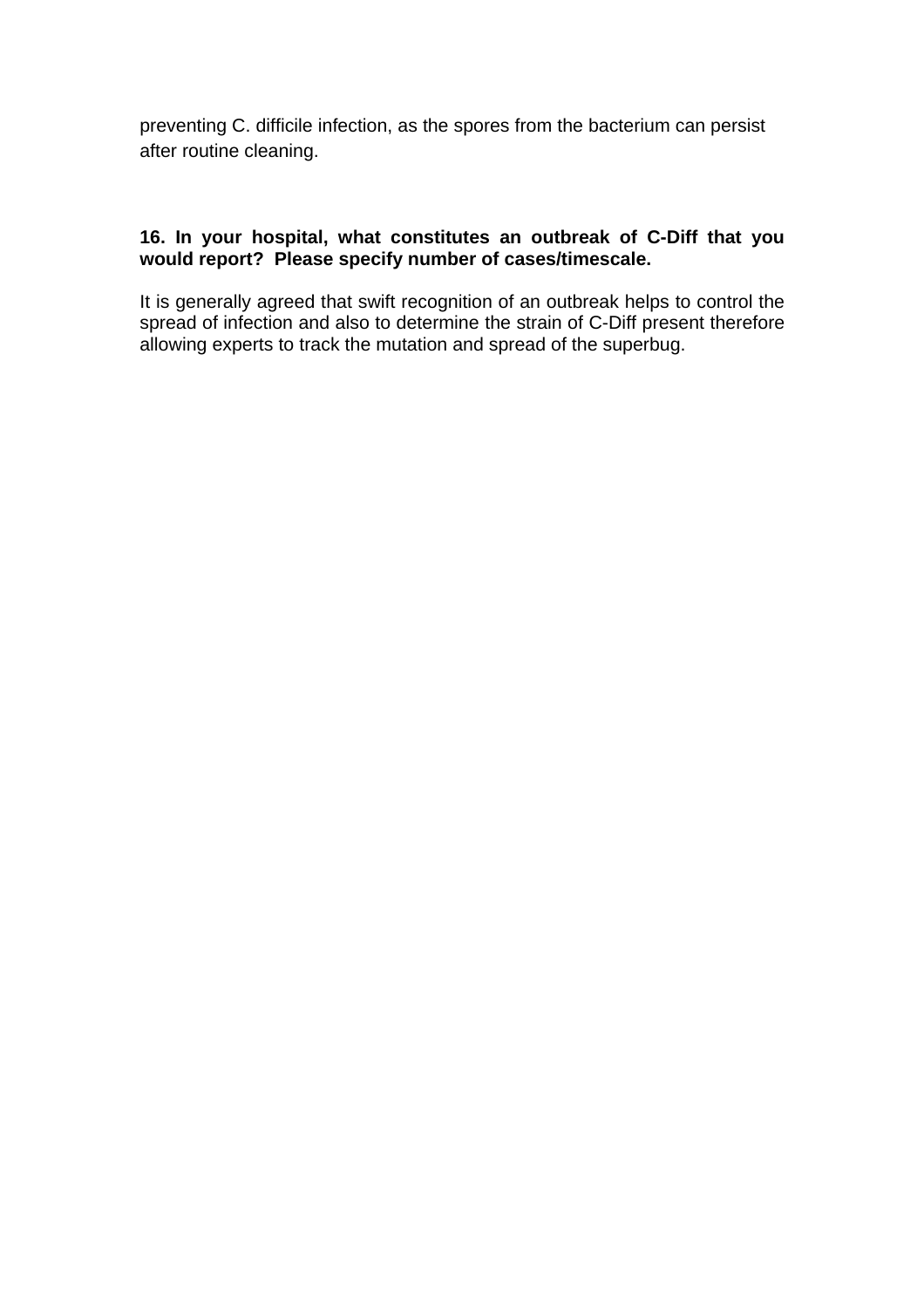preventing C. difficile infection, as the spores from the bacterium can persist after routine cleaning.

**16. In your hospital, what constitutes an outbreak of C-Diff that you would report? Please specify number of cases/timescale.**

It is generally agreed that swift recognition of an outbreak helps to control the spread of infection and also to determine the strain of C-Diff present therefore allowing experts to track the mutation and spread of the superbug.